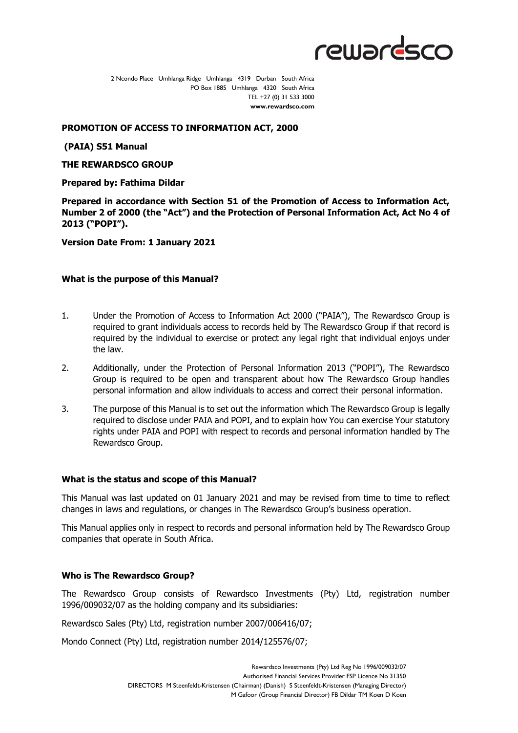rewardsco

2 Ncondo Place Umhlanga Ridge Umhlanga 4319 Durban South Africa
PO Box 1885 Umhlanga 4320 South Africa
TEL +27 (0) 31 533 3000
**www.rewardsco.com**

**PROMOTION OF ACCESS TO INFORMATION ACT, 2000**

**(PAIA) S51 Manual**

**THE REWARDSCO GROUP**

**Prepared by: Fathima Dildar**

**Prepared in accordance with Section 51 of the Promotion of Access to Information Act, Number 2 of 2000 (the "Act") and the Protection of Personal Information Act, Act No 4 of 2013 ("POPI").**

**Version Date From: 1 January 2021**

## What is the purpose of this Manual?

1. Under the Promotion of Access to Information Act 2000 ("PAIA"), The Rewardsco Group is required to grant individuals access to records held by The Rewardsco Group if that record is required by the individual to exercise or protect any legal right that individual enjoys under the law.
2. Additionally, under the Protection of Personal Information 2013 ("POPI"), The Rewardsco Group is required to be open and transparent about how The Rewardsco Group handles personal information and allow individuals to access and correct their personal information.
3. The purpose of this Manual is to set out the information which The Rewardsco Group is legally required to disclose under PAIA and POPI, and to explain how You can exercise Your statutory rights under PAIA and POPI with respect to records and personal information handled by The Rewardsco Group.

## What is the status and scope of this Manual?

This Manual was last updated on 01 January 2021 and may be revised from time to time to reflect changes in laws and regulations, or changes in The Rewardsco Group's business operation.

This Manual applies only in respect to records and personal information held by The Rewardsco Group companies that operate in South Africa.

## Who is The Rewardsco Group?

The Rewardsco Group consists of Rewardsco Investments (Pty) Ltd, registration number 1996/009032/07 as the holding company and its subsidiaries:

Rewardsco Sales (Pty) Ltd, registration number 2007/006416/07;

Mondo Connect (Pty) Ltd, registration number 2014/125576/07;

Rewardsco Investments (Pty) Ltd Reg No 1996/009032/07
Authorised Financial Services Provider FSP Licence No 31350
DIRECTORS M Steenfeldt-Kristensen (Chairman) (Danish) S Steenfeldt-Kristensen (Managing Director)
M Gafoor (Group Financial Director) FB Dildar TM Koen D Koen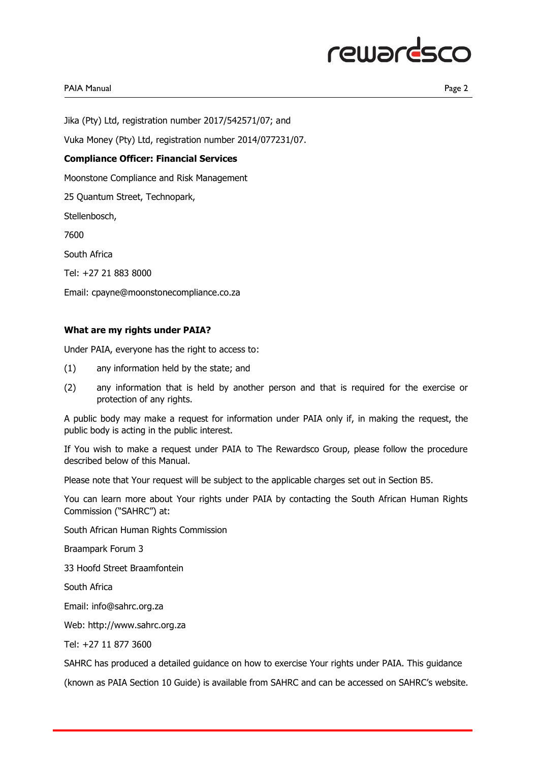Jika (Pty) Ltd, registration number 2017/542571/07; and

Vuka Money (Pty) Ltd, registration number 2014/077231/07.

**Compliance Officer: Financial Services**

Moonstone Compliance and Risk Management

25 Quantum Street, Technopark,

Stellenbosch,

7600

South Africa

Tel: +27 21 883 8000

Email: cpayne@moonstonecompliance.co.za

**What are my rights under PAIA?**

Under PAIA, everyone has the right to access to:

(1) any information held by the state; and

(2) any information that is held by another person and that is required for the exercise or protection of any rights.

A public body may make a request for information under PAIA only if, in making the request, the public body is acting in the public interest.

If You wish to make a request under PAIA to The Rewardsco Group, please follow the procedure described below of this Manual.

Please note that Your request will be subject to the applicable charges set out in Section B5.

You can learn more about Your rights under PAIA by contacting the South African Human Rights Commission ("SAHRC") at:

South African Human Rights Commission

Braampark Forum 3

33 Hoofd Street Braamfontein

South Africa

Email: info@sahrc.org.za

Web: http://www.sahrc.org.za

Tel: +27 11 877 3600

SAHRC has produced a detailed guidance on how to exercise Your rights under PAIA. This guidance (known as PAIA Section 10 Guide) is available from SAHRC and can be accessed on SAHRC's website.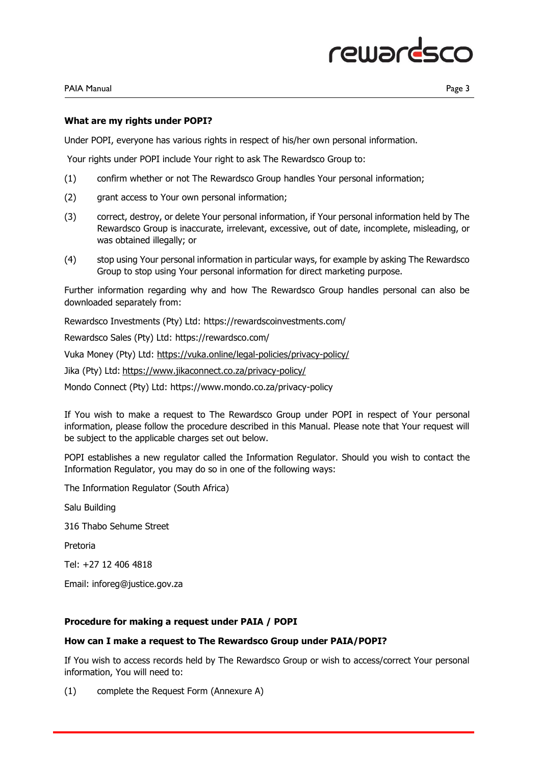**What are my rights under POPI?**

Under POPI, everyone has various rights in respect of his/her own personal information.

Your rights under POPI include Your right to ask The Rewardsco Group to:

(1) confirm whether or not The Rewardsco Group handles Your personal information;

(2) grant access to Your own personal information;

(3) correct, destroy, or delete Your personal information, if Your personal information held by The Rewardsco Group is inaccurate, irrelevant, excessive, out of date, incomplete, misleading, or was obtained illegally; or

(4) stop using Your personal information in particular ways, for example by asking The Rewardsco Group to stop using Your personal information for direct marketing purpose.

Further information regarding why and how The Rewardsco Group handles personal can also be downloaded separately from:

Rewardsco Investments (Pty) Ltd: https://rewardscoinvestments.com/

Rewardsco Sales (Pty) Ltd: https://rewardsco.com/

Vuka Money (Pty) Ltd: https://vuka.online/legal-policies/privacy-policy/

Jika (Pty) Ltd: https://www.jikaconnect.co.za/privacy-policy/

Mondo Connect (Pty) Ltd: https://www.mondo.co.za/privacy-policy

If You wish to make a request to The Rewardsco Group under POPI in respect of Your personal information, please follow the procedure described in this Manual. Please note that Your request will be subject to the applicable charges set out below.

POPI establishes a new regulator called the Information Regulator. Should you wish to contact the Information Regulator, you may do so in one of the following ways:

The Information Regulator (South Africa)

Salu Building

316 Thabo Sehume Street

Pretoria

Tel: +27 12 406 4818

Email: inforeg@justice.gov.za

**Procedure for making a request under PAIA / POPI**

**How can I make a request to The Rewardsco Group under PAIA/POPI?**

If You wish to access records held by The Rewardsco Group or wish to access/correct Your personal information, You will need to:

(1) complete the Request Form (Annexure A)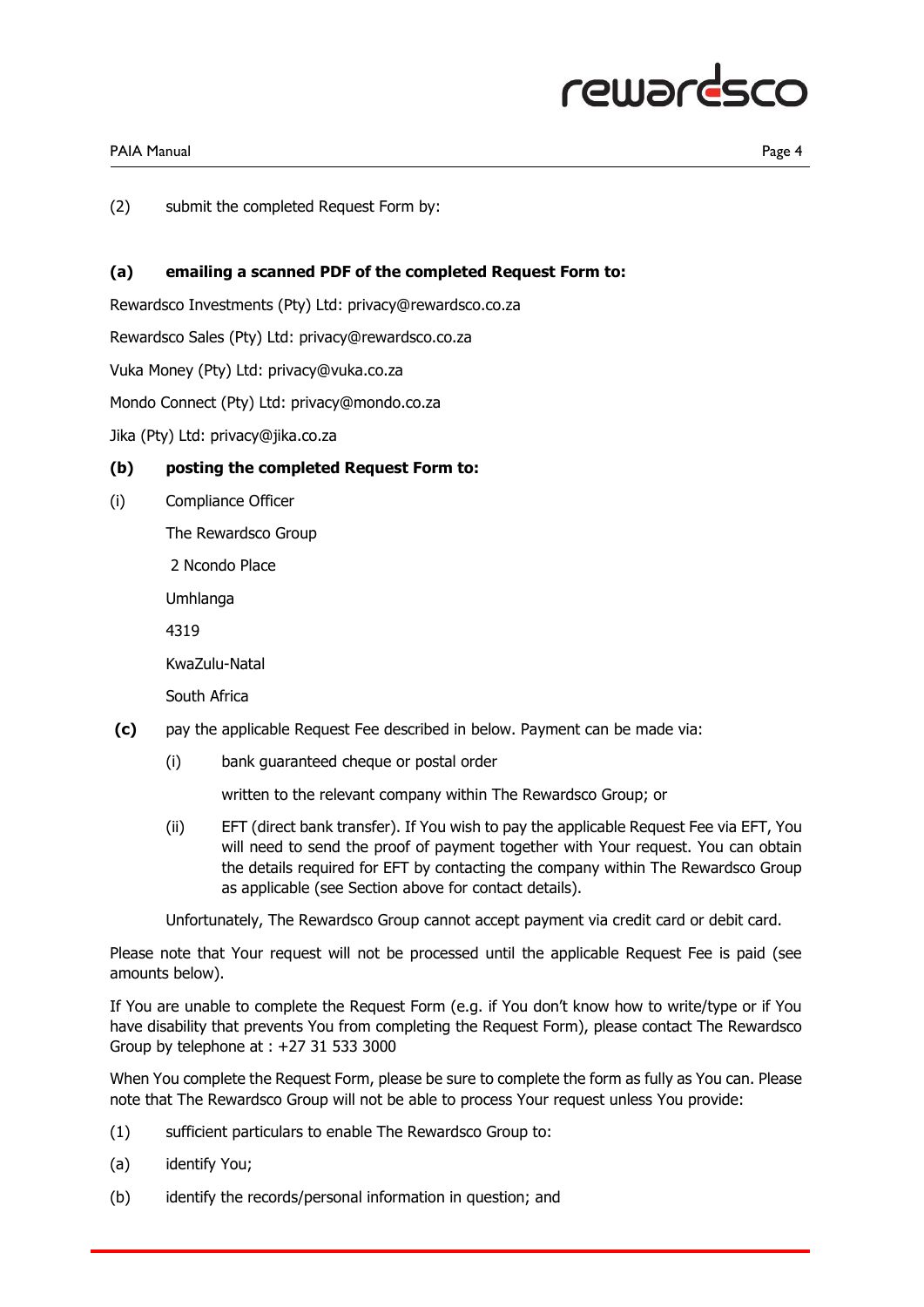(2) submit the completed Request Form by:

**(a) emailing a scanned PDF of the completed Request Form to:**

Rewardsco Investments (Pty) Ltd: privacy@rewardsco.co.za

Rewardsco Sales (Pty) Ltd: privacy@rewardsco.co.za

Vuka Money (Pty) Ltd: privacy@vuka.co.za

Mondo Connect (Pty) Ltd: privacy@mondo.co.za

Jika (Pty) Ltd: privacy@jika.co.za

**(b) posting the completed Request Form to:**

(i) Compliance Officer

The Rewardsco Group

2 Ncondo Place

Umhlanga

4319

KwaZulu-Natal

South Africa

**(c)** pay the applicable Request Fee described in below. Payment can be made via:

(i) bank guaranteed cheque or postal order

written to the relevant company within The Rewardsco Group; or

(ii) EFT (direct bank transfer). If You wish to pay the applicable Request Fee via EFT, You will need to send the proof of payment together with Your request. You can obtain the details required for EFT by contacting the company within The Rewardsco Group as applicable (see Section above for contact details).

Unfortunately, The Rewardsco Group cannot accept payment via credit card or debit card.

Please note that Your request will not be processed until the applicable Request Fee is paid (see amounts below).

If You are unable to complete the Request Form (e.g. if You don't know how to write/type or if You have disability that prevents You from completing the Request Form), please contact The Rewardsco Group by telephone at : +27 31 533 3000

When You complete the Request Form, please be sure to complete the form as fully as You can. Please note that The Rewardsco Group will not be able to process Your request unless You provide:

(1) sufficient particulars to enable The Rewardsco Group to:

(a) identify You;

(b) identify the records/personal information in question; and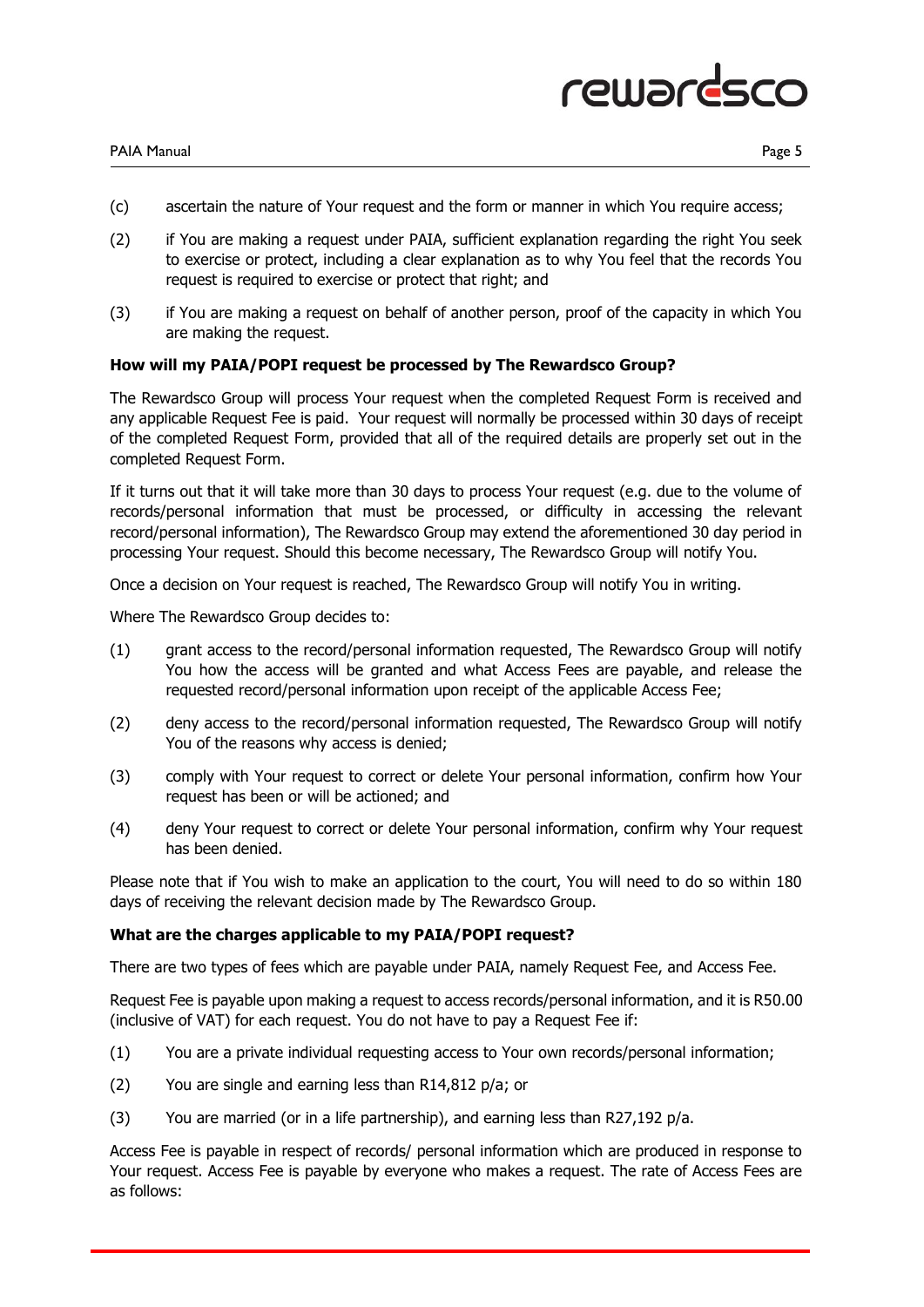(c) ascertain the nature of Your request and the form or manner in which You require access;

(2) if You are making a request under PAIA, sufficient explanation regarding the right You seek to exercise or protect, including a clear explanation as to why You feel that the records You request is required to exercise or protect that right; and

(3) if You are making a request on behalf of another person, proof of the capacity in which You are making the request.

**How will my PAIA/POPI request be processed by The Rewardsco Group?**

The Rewardsco Group will process Your request when the completed Request Form is received and any applicable Request Fee is paid. Your request will normally be processed within 30 days of receipt of the completed Request Form, provided that all of the required details are properly set out in the completed Request Form.

If it turns out that it will take more than 30 days to process Your request (e.g. due to the volume of records/personal information that must be processed, or difficulty in accessing the relevant record/personal information), The Rewardsco Group may extend the aforementioned 30 day period in processing Your request. Should this become necessary, The Rewardsco Group will notify You.

Once a decision on Your request is reached, The Rewardsco Group will notify You in writing.

Where The Rewardsco Group decides to:

(1) grant access to the record/personal information requested, The Rewardsco Group will notify You how the access will be granted and what Access Fees are payable, and release the requested record/personal information upon receipt of the applicable Access Fee;

(2) deny access to the record/personal information requested, The Rewardsco Group will notify You of the reasons why access is denied;

(3) comply with Your request to correct or delete Your personal information, confirm how Your request has been or will be actioned; and

(4) deny Your request to correct or delete Your personal information, confirm why Your request has been denied.

Please note that if You wish to make an application to the court, You will need to do so within 180 days of receiving the relevant decision made by The Rewardsco Group.

**What are the charges applicable to my PAIA/POPI request?**

There are two types of fees which are payable under PAIA, namely Request Fee, and Access Fee.

Request Fee is payable upon making a request to access records/personal information, and it is R50.00 (inclusive of VAT) for each request. You do not have to pay a Request Fee if:

(1) You are a private individual requesting access to Your own records/personal information;

(2) You are single and earning less than R14,812 p/a; or

(3) You are married (or in a life partnership), and earning less than R27,192 p/a.

Access Fee is payable in respect of records/ personal information which are produced in response to Your request. Access Fee is payable by everyone who makes a request. The rate of Access Fees are as follows: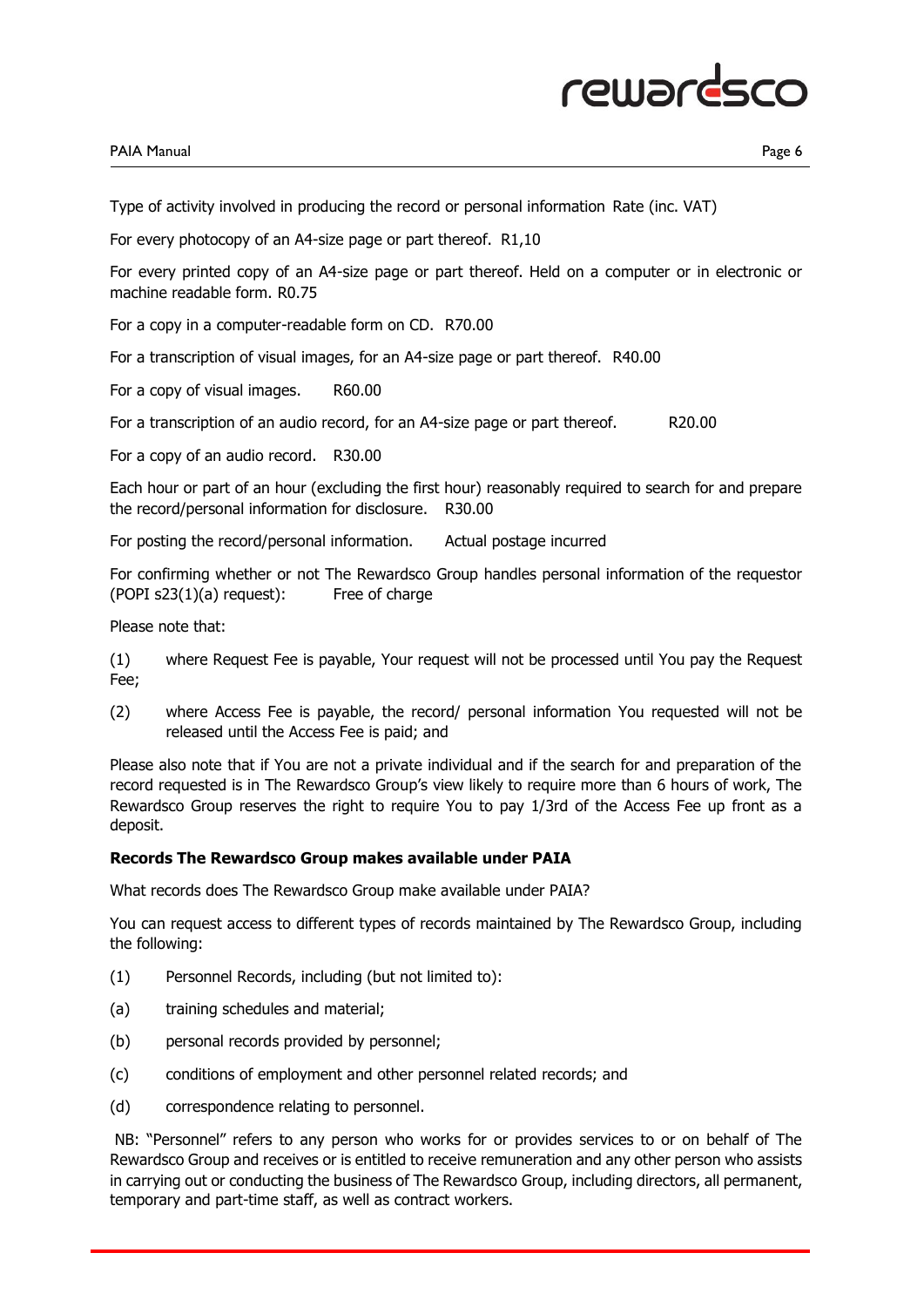Type of activity involved in producing the record or personal information Rate (inc. VAT)

For every photocopy of an A4-size page or part thereof. R1,10

For every printed copy of an A4-size page or part thereof. Held on a computer or in electronic or machine readable form. R0.75

For a copy in a computer-readable form on CD. R70.00

For a transcription of visual images, for an A4-size page or part thereof. R40.00

For a copy of visual images. R60.00

For a transcription of an audio record, for an A4-size page or part thereof. R20.00

For a copy of an audio record. R30.00

Each hour or part of an hour (excluding the first hour) reasonably required to search for and prepare the record/personal information for disclosure. R30.00

For posting the record/personal information. Actual postage incurred

For confirming whether or not The Rewardsco Group handles personal information of the requestor (POPI s23(1)(a) request): Free of charge

Please note that:

(1) where Request Fee is payable, Your request will not be processed until You pay the Request Fee;

(2) where Access Fee is payable, the record/ personal information You requested will not be released until the Access Fee is paid; and

Please also note that if You are not a private individual and if the search for and preparation of the record requested is in The Rewardsco Group's view likely to require more than 6 hours of work, The Rewardsco Group reserves the right to require You to pay 1/3rd of the Access Fee up front as a deposit.

**Records The Rewardsco Group makes available under PAIA**

What records does The Rewardsco Group make available under PAIA?

You can request access to different types of records maintained by The Rewardsco Group, including the following:

(1) Personnel Records, including (but not limited to):

(a) training schedules and material;

(b) personal records provided by personnel;

(c) conditions of employment and other personnel related records; and

(d) correspondence relating to personnel.

NB: "Personnel" refers to any person who works for or provides services to or on behalf of The Rewardsco Group and receives or is entitled to receive remuneration and any other person who assists in carrying out or conducting the business of The Rewardsco Group, including directors, all permanent, temporary and part-time staff, as well as contract workers.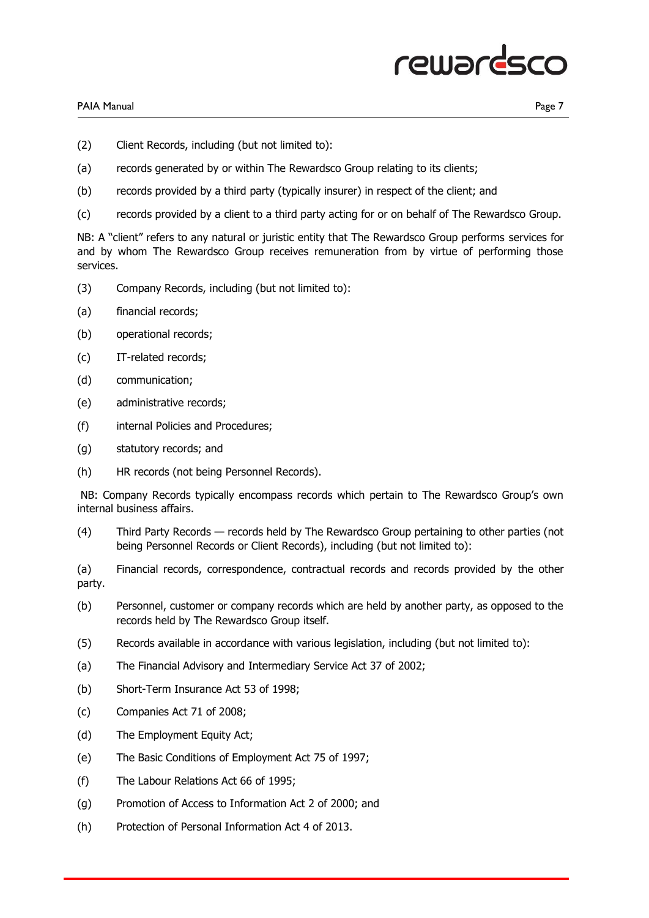(2) Client Records, including (but not limited to):

(a) records generated by or within The Rewardsco Group relating to its clients;

(b) records provided by a third party (typically insurer) in respect of the client; and

(c) records provided by a client to a third party acting for or on behalf of The Rewardsco Group.

NB: A "client" refers to any natural or juristic entity that The Rewardsco Group performs services for and by whom The Rewardsco Group receives remuneration from by virtue of performing those services.

(3) Company Records, including (but not limited to):

(a) financial records;

(b) operational records;

(c) IT-related records;

(d) communication;

(e) administrative records;

(f) internal Policies and Procedures;

(g) statutory records; and

(h) HR records (not being Personnel Records).

NB: Company Records typically encompass records which pertain to The Rewardsco Group's own internal business affairs.

(4) Third Party Records — records held by The Rewardsco Group pertaining to other parties (not being Personnel Records or Client Records), including (but not limited to):

(a) Financial records, correspondence, contractual records and records provided by the other party.

(b) Personnel, customer or company records which are held by another party, as opposed to the records held by The Rewardsco Group itself.

(5) Records available in accordance with various legislation, including (but not limited to):

(a) The Financial Advisory and Intermediary Service Act 37 of 2002;

(b) Short-Term Insurance Act 53 of 1998;

(c) Companies Act 71 of 2008;

(d) The Employment Equity Act;

(e) The Basic Conditions of Employment Act 75 of 1997;

(f) The Labour Relations Act 66 of 1995;

(g) Promotion of Access to Information Act 2 of 2000; and

(h) Protection of Personal Information Act 4 of 2013.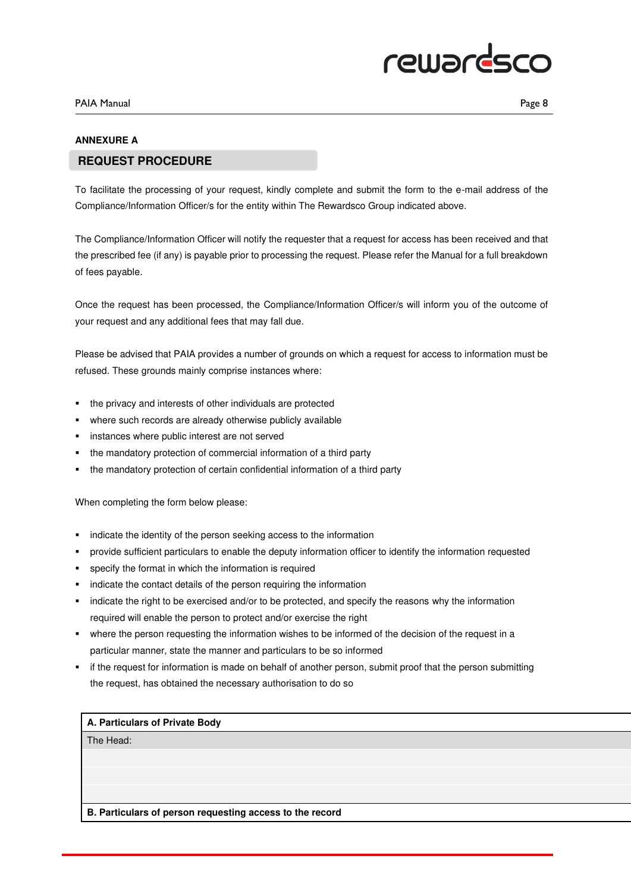**ANNEXURE A**

## REQUEST PROCEDURE

To facilitate the processing of your request, kindly complete and submit the form to the e-mail address of the Compliance/Information Officer/s for the entity within The Rewardsco Group indicated above.

The Compliance/Information Officer will notify the requester that a request for access has been received and that the prescribed fee (if any) is payable prior to processing the request. Please refer the Manual for a full breakdown of fees payable.

Once the request has been processed, the Compliance/Information Officer/s will inform you of the outcome of your request and any additional fees that may fall due.

Please be advised that PAIA provides a number of grounds on which a request for access to information must be refused. These grounds mainly comprise instances where:

- the privacy and interests of other individuals are protected
- where such records are already otherwise publicly available
- instances where public interest are not served
- the mandatory protection of commercial information of a third party
- the mandatory protection of certain confidential information of a third party

When completing the form below please:

- indicate the identity of the person seeking access to the information
- provide sufficient particulars to enable the deputy information officer to identify the information requested
- specify the format in which the information is required
- indicate the contact details of the person requiring the information
- indicate the right to be exercised and/or to be protected, and specify the reasons why the information required will enable the person to protect and/or exercise the right
- where the person requesting the information wishes to be informed of the decision of the request in a particular manner, state the manner and particulars to be so informed
- if the request for information is made on behalf of another person, submit proof that the person submitting the request, has obtained the necessary authorisation to do so

| **A. Particulars of Private Body** |
| --- |
| The Head: |
| |
| |
| |
| **B. Particulars of person requesting access to the record** |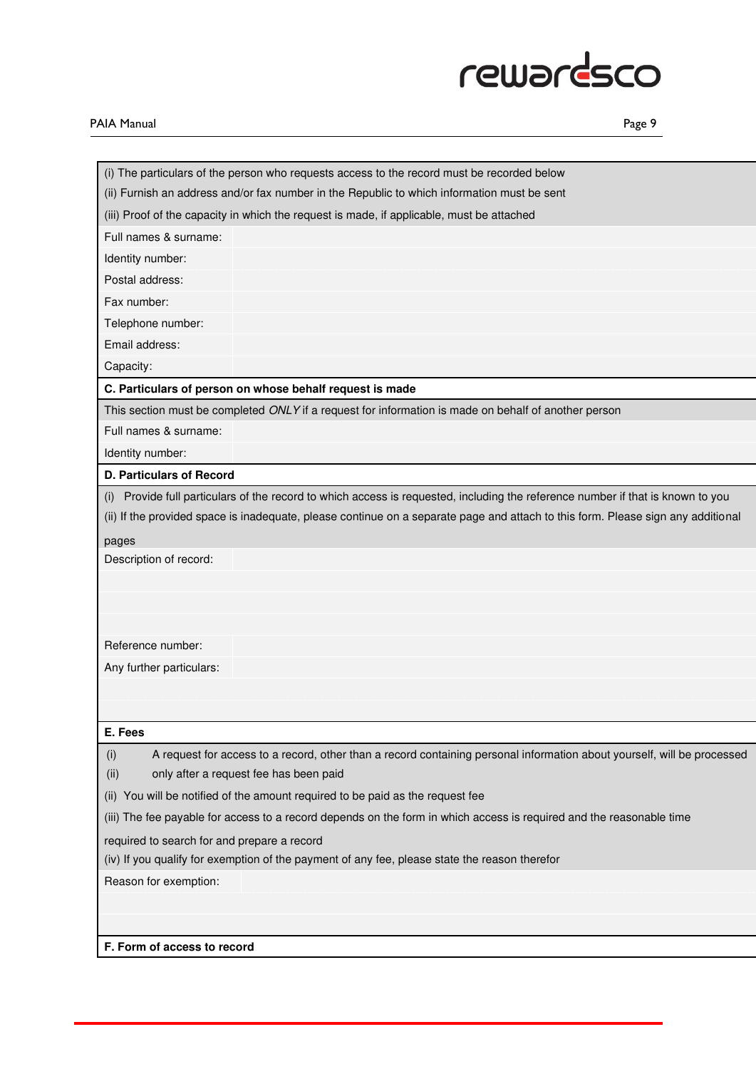| | |
|---|---|
| (i) The particulars of the person who requests access to the record must be recorded below<br>(ii) Furnish an address and/or fax number in the Republic to which information must be sent<br>(iii) Proof of the capacity in which the request is made, if applicable, must be attached | |
| Full names & surname: | |
| Identity number: | |
| Postal address: | |
| Fax number: | |
| Telephone number: | |
| Email address: | |
| Capacity: | |

| **C. Particulars of person on whose behalf request is made** | |
|---|---|
| This section must be completed *ONLY* if a request for information is made on behalf of another person | |
| Full names & surname: | |
| Identity number: | |

| **D. Particulars of Record** | |
|---|---|
| (i) Provide full particulars of the record to which access is requested, including the reference number if that is known to you<br>(ii) If the provided space is inadequate, please continue on a separate page and attach to this form. Please sign any additional pages | |
| Description of record: | |
| | |
| | |
| | |
| Reference number: | |
| Any further particulars: | |
| | |
| | |

| **E. Fees** | |
|---|---|
| (i) A request for access to a record, other than a record containing personal information about yourself, will be processed<br>(ii) only after a request fee has been paid<br>(ii) You will be notified of the amount required to be paid as the request fee<br>(iii) The fee payable for access to a record depends on the form in which access is required and the reasonable time required to search for and prepare a record<br>(iv) If you qualify for exemption of the payment of any fee, please state the reason therefor | |
| Reason for exemption: | |
| | |
| | |

**F. Form of access to record**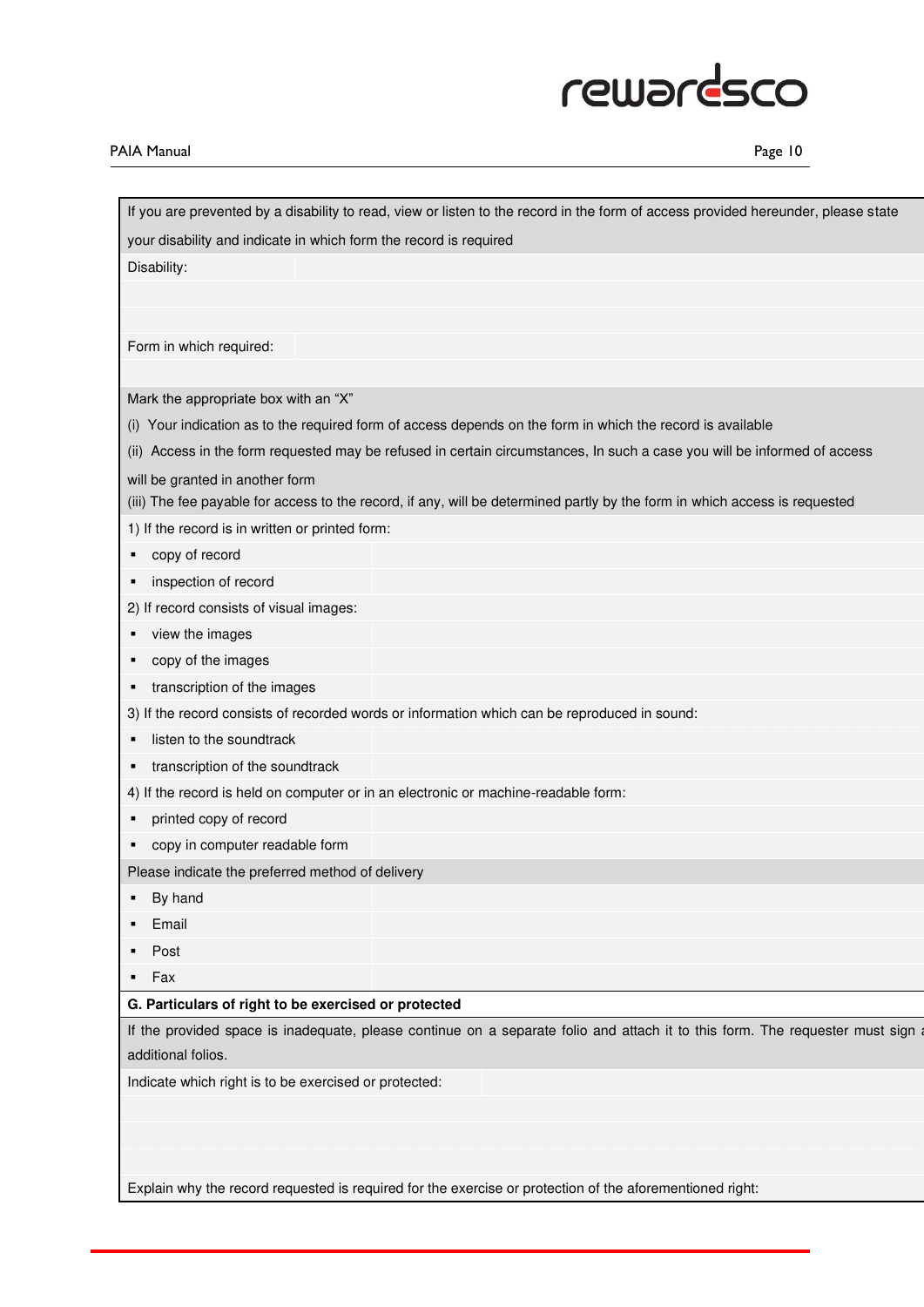If you are prevented by a disability to read, view or listen to the record in the form of access provided hereunder, please state your disability and indicate in which form the record is required

| | |
|---|---|
| Disability: | |
| | |
| Form in which required: | |

Mark the appropriate box with an "X"

(i) Your indication as to the required form of access depends on the form in which the record is available

(ii) Access in the form requested may be refused in certain circumstances, In such a case you will be informed of access will be granted in another form

(iii) The fee payable for access to the record, if any, will be determined partly by the form in which access is requested

1) If the record is in written or printed form:

| | |
|---|---|
| ▪ copy of record | |
| ▪ inspection of record | |

2) If record consists of visual images:

| | |
|---|---|
| ▪ view the images | |
| ▪ copy of the images | |
| ▪ transcription of the images | |

3) If the record consists of recorded words or information which can be reproduced in sound:

| | |
|---|---|
| ▪ listen to the soundtrack | |
| ▪ transcription of the soundtrack | |

4) If the record is held on computer or in an electronic or machine-readable form:

| | |
|---|---|
| ▪ printed copy of record | |
| ▪ copy in computer readable form | |

Please indicate the preferred method of delivery

| | |
|---|---|
| ▪ By hand | |
| ▪ Email | |
| ▪ Post | |
| ▪ Fax | |

**G. Particulars of right to be exercised or protected**

If the provided space is inadequate, please continue on a separate folio and attach it to this form. The requester must sign a additional folios.

| | |
|---|---|
| Indicate which right is to be exercised or protected: | |
| | |

Explain why the record requested is required for the exercise or protection of the aforementioned right: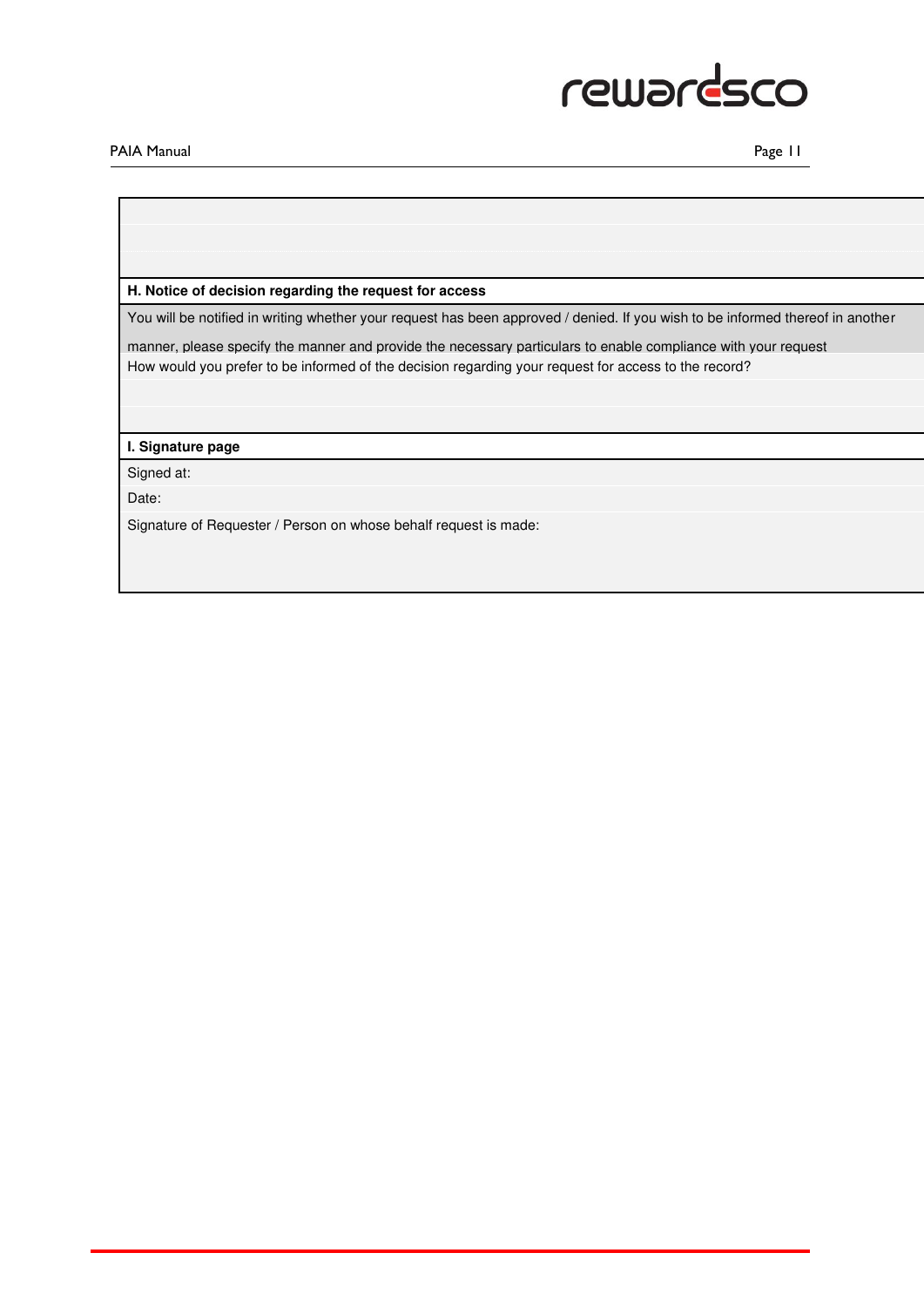| |
|---|
| |
| |
| |
| **H. Notice of decision regarding the request for access** |
| You will be notified in writing whether your request has been approved / denied. If you wish to be informed thereof in another manner, please specify the manner and provide the necessary particulars to enable compliance with your request |
| How would you prefer to be informed of the decision regarding your request for access to the record? |
| |
| |
| **I. Signature page** |
| Signed at: |
| Date: |
| Signature of Requester / Person on whose behalf request is made: |